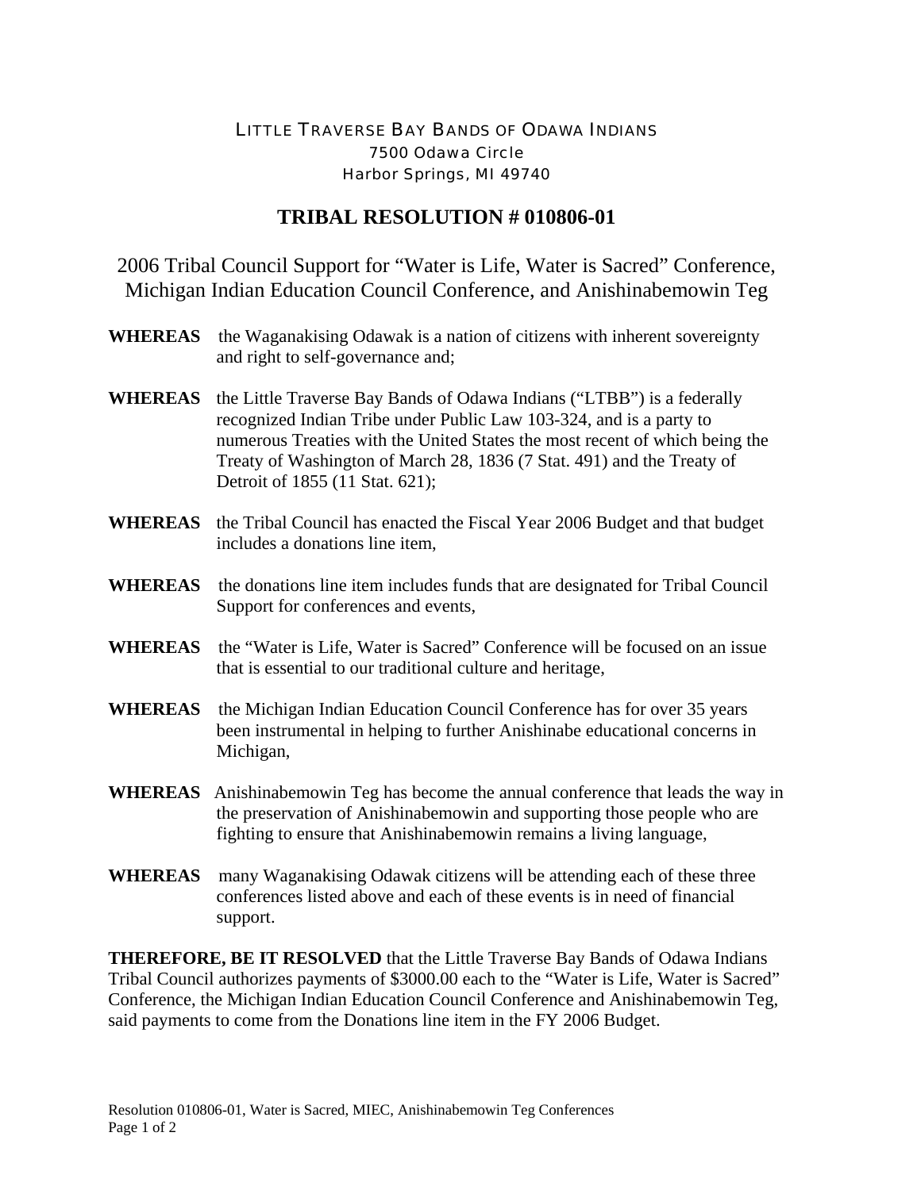LITTLE TRAVERSE BAY BANDS OF ODAWA INDIANS
7500 Odawa Circle
Harbor Springs, MI 49740

# TRIBAL RESOLUTION # 010806-01

## 2006 Tribal Council Support for "Water is Life, Water is Sacred" Conference, Michigan Indian Education Council Conference, and Anishinabemowin Teg

**WHEREAS** the Waganakising Odawak is a nation of citizens with inherent sovereignty and right to self-governance and;

**WHEREAS** the Little Traverse Bay Bands of Odawa Indians ("LTBB") is a federally recognized Indian Tribe under Public Law 103-324, and is a party to numerous Treaties with the United States the most recent of which being the Treaty of Washington of March 28, 1836 (7 Stat. 491) and the Treaty of Detroit of 1855 (11 Stat. 621);

**WHEREAS** the Tribal Council has enacted the Fiscal Year 2006 Budget and that budget includes a donations line item,

**WHEREAS** the donations line item includes funds that are designated for Tribal Council Support for conferences and events,

**WHEREAS** the "Water is Life, Water is Sacred" Conference will be focused on an issue that is essential to our traditional culture and heritage,

**WHEREAS** the Michigan Indian Education Council Conference has for over 35 years been instrumental in helping to further Anishinabe educational concerns in Michigan,

**WHEREAS** Anishinabemowin Teg has become the annual conference that leads the way in the preservation of Anishinabemowin and supporting those people who are fighting to ensure that Anishinabemowin remains a living language,

**WHEREAS** many Waganakising Odawak citizens will be attending each of these three conferences listed above and each of these events is in need of financial support.

**THEREFORE, BE IT RESOLVED** that the Little Traverse Bay Bands of Odawa Indians Tribal Council authorizes payments of $3000.00 each to the "Water is Life, Water is Sacred" Conference, the Michigan Indian Education Council Conference and Anishinabemowin Teg, said payments to come from the Donations line item in the FY 2006 Budget.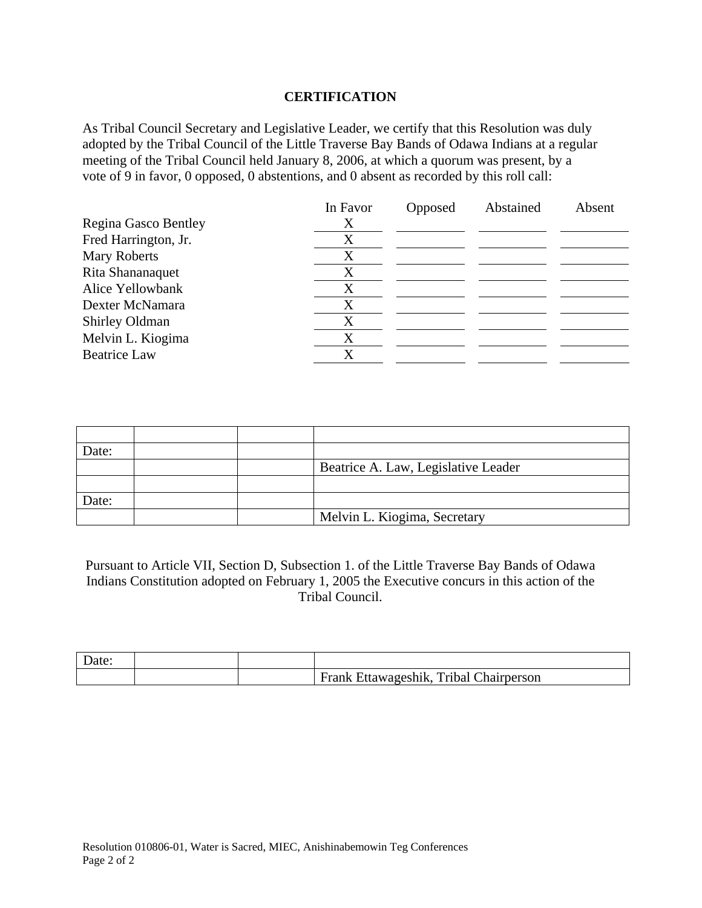## CERTIFICATION

As Tribal Council Secretary and Legislative Leader, we certify that this Resolution was duly adopted by the Tribal Council of the Little Traverse Bay Bands of Odawa Indians at a regular meeting of the Tribal Council held January 8, 2006, at which a quorum was present, by a vote of 9 in favor, 0 opposed, 0 abstentions, and 0 absent as recorded by this roll call:

| | In Favor | Opposed | Abstained | Absent |
|---|---|---|---|---|
| Regina Gasco Bentley | X | | | |
| Fred Harrington, Jr. | X | | | |
| Mary Roberts | X | | | |
| Rita Shananaquet | X | | | |
| Alice Yellowbank | X | | | |
| Dexter McNamara | X | | | |
| Shirley Oldman | X | | | |
| Melvin L. Kiogima | X | | | |
| Beatrice Law | X | | | |

| | | | |
|---|---|---|---|
| | | | |
| Date: | | | |
| | | | Beatrice A. Law, Legislative Leader |
| | | | |
| Date: | | | |
| | | | Melvin L. Kiogima, Secretary |

Pursuant to Article VII, Section D, Subsection 1. of the Little Traverse Bay Bands of Odawa Indians Constitution adopted on February 1, 2005 the Executive concurs in this action of the Tribal Council.

| | | | |
|---|---|---|---|
| Date: | | | |
| | | | Frank Ettawageshik, Tribal Chairperson |

Resolution 010806-01, Water is Sacred, MIEC, Anishinabemowin Teg Conferences